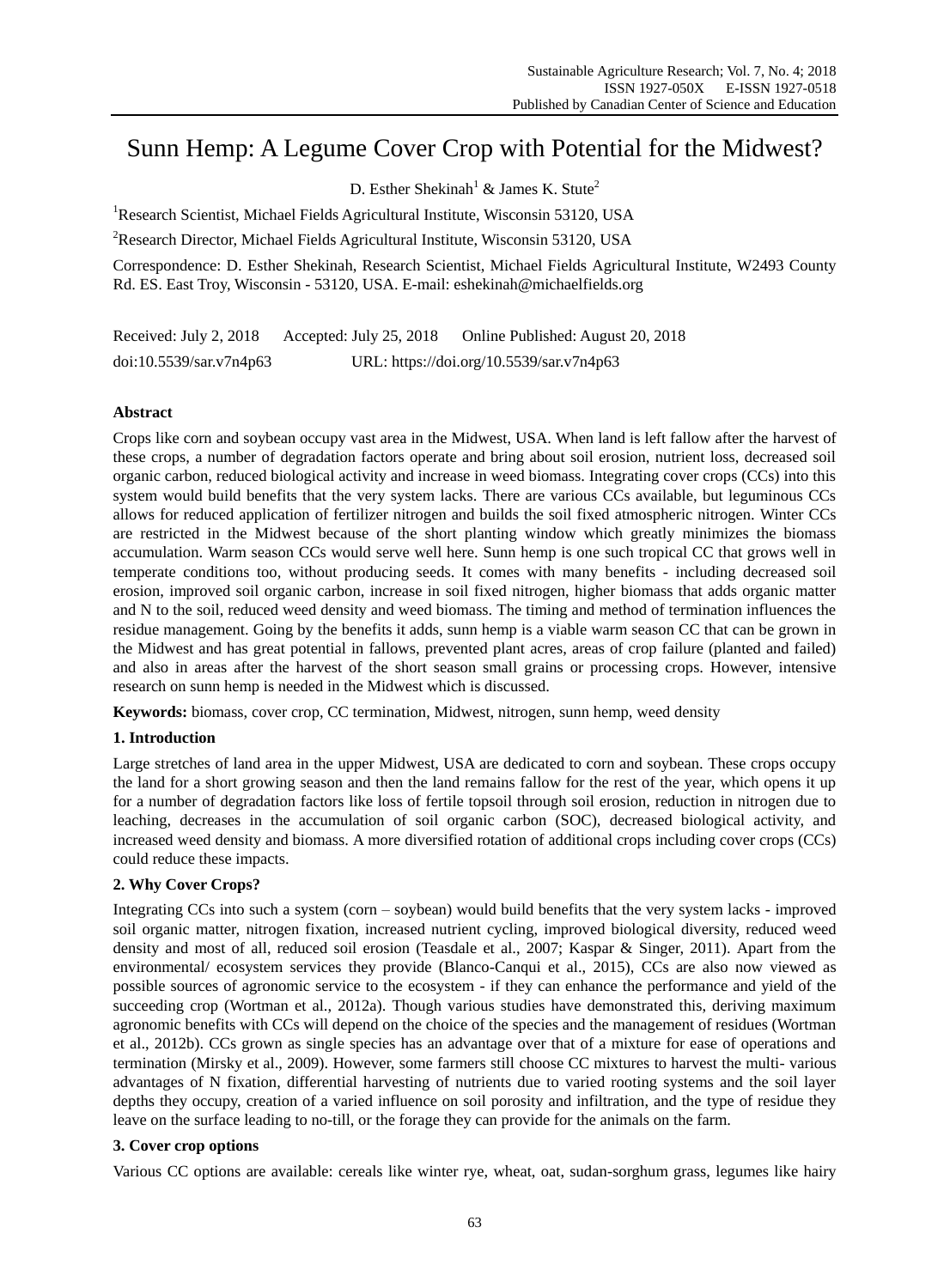# Sunn Hemp: A Legume Cover Crop with Potential for the Midwest?

D. Esther Shekinah[1] & James K. Stute[2]

[1]Research Scientist, Michael Fields Agricultural Institute, Wisconsin 53120, USA

[2]Research Director, Michael Fields Agricultural Institute, Wisconsin 53120, USA

Correspondence: D. Esther Shekinah, Research Scientist, Michael Fields Agricultural Institute, W2493 County Rd. ES. East Troy, Wisconsin - 53120, USA. E-mail: eshekinah@michaelfields.org

Received: July 2, 2018 Accepted: July 25, 2018 Online Published: August 20, 2018

doi:10.5539/sar.v7n4p63 URL: https://doi.org/10.5539/sar.v7n4p63

**Abstract**

Crops like corn and soybean occupy vast area in the Midwest, USA. When land is left fallow after the harvest of these crops, a number of degradation factors operate and bring about soil erosion, nutrient loss, decreased soil organic carbon, reduced biological activity and increase in weed biomass. Integrating cover crops (CCs) into this system would build benefits that the very system lacks. There are various CCs available, but leguminous CCs allows for reduced application of fertilizer nitrogen and builds the soil fixed atmospheric nitrogen. Winter CCs are restricted in the Midwest because of the short planting window which greatly minimizes the biomass accumulation. Warm season CCs would serve well here. Sunn hemp is one such tropical CC that grows well in temperate conditions too, without producing seeds. It comes with many benefits - including decreased soil erosion, improved soil organic carbon, increase in soil fixed nitrogen, higher biomass that adds organic matter and N to the soil, reduced weed density and weed biomass. The timing and method of termination influences the residue management. Going by the benefits it adds, sunn hemp is a viable warm season CC that can be grown in the Midwest and has great potential in fallows, prevented plant acres, areas of crop failure (planted and failed) and also in areas after the harvest of the short season small grains or processing crops. However, intensive research on sunn hemp is needed in the Midwest which is discussed.

**Keywords:** biomass, cover crop, CC termination, Midwest, nitrogen, sunn hemp, weed density

## 1. Introduction

Large stretches of land area in the upper Midwest, USA are dedicated to corn and soybean. These crops occupy the land for a short growing season and then the land remains fallow for the rest of the year, which opens it up for a number of degradation factors like loss of fertile topsoil through soil erosion, reduction in nitrogen due to leaching, decreases in the accumulation of soil organic carbon (SOC), decreased biological activity, and increased weed density and biomass. A more diversified rotation of additional crops including cover crops (CCs) could reduce these impacts.

## 2. Why Cover Crops?

Integrating CCs into such a system (corn – soybean) would build benefits that the very system lacks - improved soil organic matter, nitrogen fixation, increased nutrient cycling, improved biological diversity, reduced weed density and most of all, reduced soil erosion (Teasdale et al., 2007; Kaspar & Singer, 2011). Apart from the environmental/ ecosystem services they provide (Blanco-Canqui et al., 2015), CCs are also now viewed as possible sources of agronomic service to the ecosystem - if they can enhance the performance and yield of the succeeding crop (Wortman et al., 2012a). Though various studies have demonstrated this, deriving maximum agronomic benefits with CCs will depend on the choice of the species and the management of residues (Wortman et al., 2012b). CCs grown as single species has an advantage over that of a mixture for ease of operations and termination (Mirsky et al., 2009). However, some farmers still choose CC mixtures to harvest the multi- various advantages of N fixation, differential harvesting of nutrients due to varied rooting systems and the soil layer depths they occupy, creation of a varied influence on soil porosity and infiltration, and the type of residue they leave on the surface leading to no-till, or the forage they can provide for the animals on the farm.

## 3. Cover crop options

Various CC options are available: cereals like winter rye, wheat, oat, sudan-sorghum grass, legumes like hairy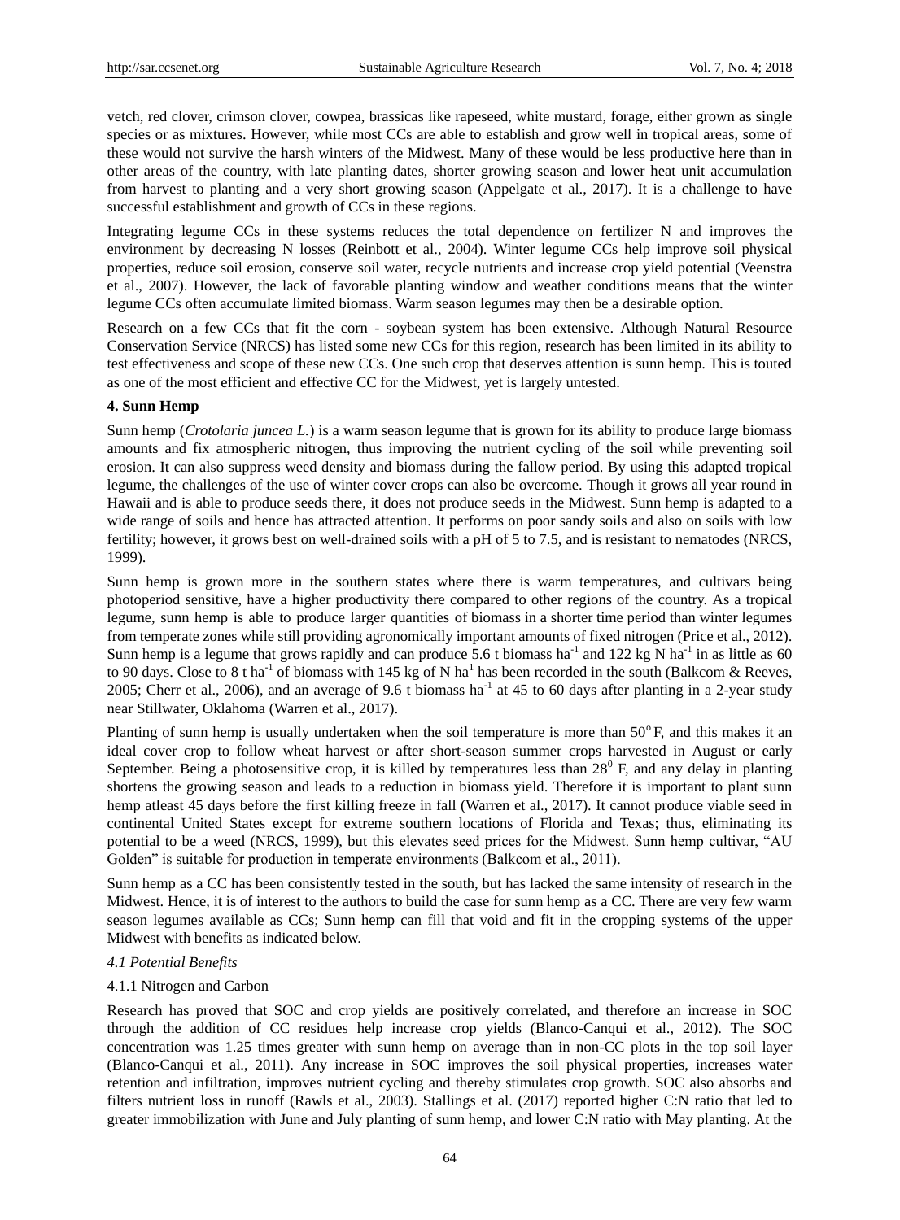vetch, red clover, crimson clover, cowpea, brassicas like rapeseed, white mustard, forage, either grown as single species or as mixtures. However, while most CCs are able to establish and grow well in tropical areas, some of these would not survive the harsh winters of the Midwest. Many of these would be less productive here than in other areas of the country, with late planting dates, shorter growing season and lower heat unit accumulation from harvest to planting and a very short growing season (Appelgate et al., 2017). It is a challenge to have successful establishment and growth of CCs in these regions.

Integrating legume CCs in these systems reduces the total dependence on fertilizer N and improves the environment by decreasing N losses (Reinbott et al., 2004). Winter legume CCs help improve soil physical properties, reduce soil erosion, conserve soil water, recycle nutrients and increase crop yield potential (Veenstra et al., 2007). However, the lack of favorable planting window and weather conditions means that the winter legume CCs often accumulate limited biomass. Warm season legumes may then be a desirable option.

Research on a few CCs that fit the corn - soybean system has been extensive. Although Natural Resource Conservation Service (NRCS) has listed some new CCs for this region, research has been limited in its ability to test effectiveness and scope of these new CCs. One such crop that deserves attention is sunn hemp. This is touted as one of the most efficient and effective CC for the Midwest, yet is largely untested.

**4. Sunn Hemp**

Sunn hemp (*Crotolaria juncea L.*) is a warm season legume that is grown for its ability to produce large biomass amounts and fix atmospheric nitrogen, thus improving the nutrient cycling of the soil while preventing soil erosion. It can also suppress weed density and biomass during the fallow period. By using this adapted tropical legume, the challenges of the use of winter cover crops can also be overcome. Though it grows all year round in Hawaii and is able to produce seeds there, it does not produce seeds in the Midwest. Sunn hemp is adapted to a wide range of soils and hence has attracted attention. It performs on poor sandy soils and also on soils with low fertility; however, it grows best on well-drained soils with a pH of 5 to 7.5, and is resistant to nematodes (NRCS, 1999).

Sunn hemp is grown more in the southern states where there is warm temperatures, and cultivars being photoperiod sensitive, have a higher productivity there compared to other regions of the country. As a tropical legume, sunn hemp is able to produce larger quantities of biomass in a shorter time period than winter legumes from temperate zones while still providing agronomically important amounts of fixed nitrogen (Price et al., 2012). Sunn hemp is a legume that grows rapidly and can produce 5.6 t biomass $ha^{-1}$ and 122 kg N $ha^{-1}$ in as little as 60 to 90 days. Close to 8 t $ha^{-1}$ of biomass with 145 kg of N $ha^{1}$ has been recorded in the south (Balkcom & Reeves, 2005; Cherr et al., 2006), and an average of 9.6 t biomass $ha^{-1}$ at 45 to 60 days after planting in a 2-year study near Stillwater, Oklahoma (Warren et al., 2017).

Planting of sunn hemp is usually undertaken when the soil temperature is more than 50$^{o}$ F, and this makes it an ideal cover crop to follow wheat harvest or after short-season summer crops harvested in August or early September. Being a photosensitive crop, it is killed by temperatures less than 28$^{0}$ F, and any delay in planting shortens the growing season and leads to a reduction in biomass yield. Therefore it is important to plant sunn hemp atleast 45 days before the first killing freeze in fall (Warren et al., 2017). It cannot produce viable seed in continental United States except for extreme southern locations of Florida and Texas; thus, eliminating its potential to be a weed (NRCS, 1999), but this elevates seed prices for the Midwest. Sunn hemp cultivar, "AU Golden" is suitable for production in temperate environments (Balkcom et al., 2011).

Sunn hemp as a CC has been consistently tested in the south, but has lacked the same intensity of research in the Midwest. Hence, it is of interest to the authors to build the case for sunn hemp as a CC. There are very few warm season legumes available as CCs; Sunn hemp can fill that void and fit in the cropping systems of the upper Midwest with benefits as indicated below.

*4.1 Potential Benefits*

4.1.1 Nitrogen and Carbon

Research has proved that SOC and crop yields are positively correlated, and therefore an increase in SOC through the addition of CC residues help increase crop yields (Blanco-Canqui et al., 2012). The SOC concentration was 1.25 times greater with sunn hemp on average than in non-CC plots in the top soil layer (Blanco-Canqui et al., 2011). Any increase in SOC improves the soil physical properties, increases water retention and infiltration, improves nutrient cycling and thereby stimulates crop growth. SOC also absorbs and filters nutrient loss in runoff (Rawls et al., 2003). Stallings et al. (2017) reported higher C:N ratio that led to greater immobilization with June and July planting of sunn hemp, and lower C:N ratio with May planting. At the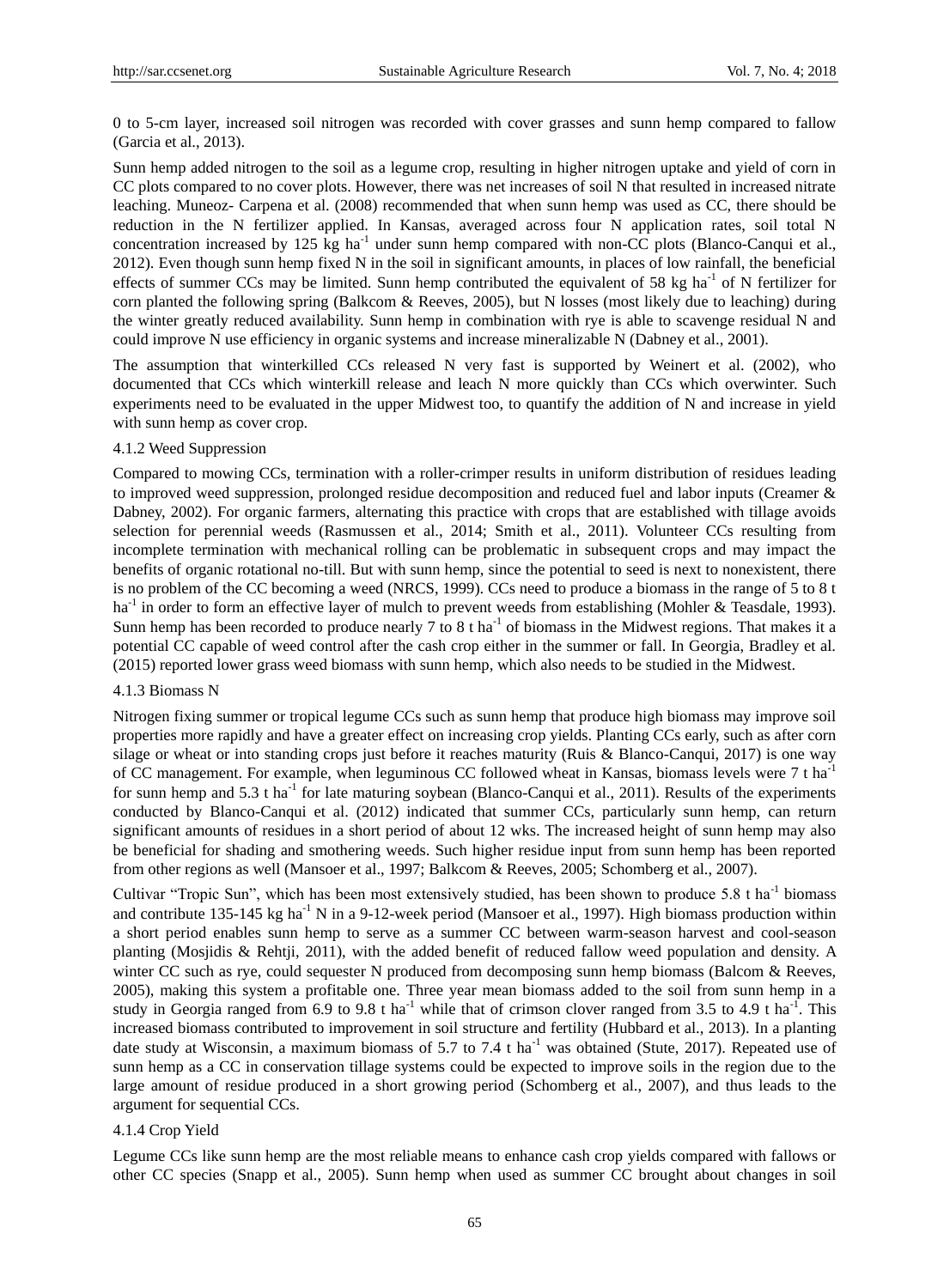0 to 5-cm layer, increased soil nitrogen was recorded with cover grasses and sunn hemp compared to fallow (Garcia et al., 2013).

Sunn hemp added nitrogen to the soil as a legume crop, resulting in higher nitrogen uptake and yield of corn in CC plots compared to no cover plots. However, there was net increases of soil N that resulted in increased nitrate leaching. Muneoz- Carpena et al. (2008) recommended that when sunn hemp was used as CC, there should be reduction in the N fertilizer applied. In Kansas, averaged across four N application rates, soil total N concentration increased by 125 kg ha$^{-1}$ under sunn hemp compared with non-CC plots (Blanco-Canqui et al., 2012). Even though sunn hemp fixed N in the soil in significant amounts, in places of low rainfall, the beneficial effects of summer CCs may be limited. Sunn hemp contributed the equivalent of 58 kg ha$^{-1}$ of N fertilizer for corn planted the following spring (Balkcom & Reeves, 2005), but N losses (most likely due to leaching) during the winter greatly reduced availability. Sunn hemp in combination with rye is able to scavenge residual N and could improve N use efficiency in organic systems and increase mineralizable N (Dabney et al., 2001).

The assumption that winterkilled CCs released N very fast is supported by Weinert et al. (2002), who documented that CCs which winterkill release and leach N more quickly than CCs which overwinter. Such experiments need to be evaluated in the upper Midwest too, to quantify the addition of N and increase in yield with sunn hemp as cover crop.

#### 4.1.2 Weed Suppression

Compared to mowing CCs, termination with a roller-crimper results in uniform distribution of residues leading to improved weed suppression, prolonged residue decomposition and reduced fuel and labor inputs (Creamer & Dabney, 2002). For organic farmers, alternating this practice with crops that are established with tillage avoids selection for perennial weeds (Rasmussen et al., 2014; Smith et al., 2011). Volunteer CCs resulting from incomplete termination with mechanical rolling can be problematic in subsequent crops and may impact the benefits of organic rotational no-till. But with sunn hemp, since the potential to seed is next to nonexistent, there is no problem of the CC becoming a weed (NRCS, 1999). CCs need to produce a biomass in the range of 5 to 8 t ha$^{-1}$ in order to form an effective layer of mulch to prevent weeds from establishing (Mohler & Teasdale, 1993). Sunn hemp has been recorded to produce nearly 7 to 8 t ha$^{-1}$ of biomass in the Midwest regions. That makes it a potential CC capable of weed control after the cash crop either in the summer or fall. In Georgia, Bradley et al. (2015) reported lower grass weed biomass with sunn hemp, which also needs to be studied in the Midwest.

#### 4.1.3 Biomass N

Nitrogen fixing summer or tropical legume CCs such as sunn hemp that produce high biomass may improve soil properties more rapidly and have a greater effect on increasing crop yields. Planting CCs early, such as after corn silage or wheat or into standing crops just before it reaches maturity (Ruis & Blanco-Canqui, 2017) is one way of CC management. For example, when leguminous CC followed wheat in Kansas, biomass levels were 7 t ha$^{-1}$ for sunn hemp and 5.3 t ha$^{-1}$ for late maturing soybean (Blanco-Canqui et al., 2011). Results of the experiments conducted by Blanco-Canqui et al. (2012) indicated that summer CCs, particularly sunn hemp, can return significant amounts of residues in a short period of about 12 wks. The increased height of sunn hemp may also be beneficial for shading and smothering weeds. Such higher residue input from sunn hemp has been reported from other regions as well (Mansoer et al., 1997; Balkcom & Reeves, 2005; Schomberg et al., 2007).

Cultivar "Tropic Sun", which has been most extensively studied, has been shown to produce 5.8 t ha$^{-1}$ biomass and contribute 135-145 kg ha$^{-1}$ N in a 9-12-week period (Mansoer et al., 1997). High biomass production within a short period enables sunn hemp to serve as a summer CC between warm-season harvest and cool-season planting (Mosjidis & Rehtji, 2011), with the added benefit of reduced fallow weed population and density. A winter CC such as rye, could sequester N produced from decomposing sunn hemp biomass (Balcom & Reeves, 2005), making this system a profitable one. Three year mean biomass added to the soil from sunn hemp in a study in Georgia ranged from 6.9 to 9.8 t ha$^{-1}$ while that of crimson clover ranged from 3.5 to 4.9 t ha$^{-1}$. This increased biomass contributed to improvement in soil structure and fertility (Hubbard et al., 2013). In a planting date study at Wisconsin, a maximum biomass of 5.7 to 7.4 t ha$^{-1}$ was obtained (Stute, 2017). Repeated use of sunn hemp as a CC in conservation tillage systems could be expected to improve soils in the region due to the large amount of residue produced in a short growing period (Schomberg et al., 2007), and thus leads to the argument for sequential CCs.

#### 4.1.4 Crop Yield

Legume CCs like sunn hemp are the most reliable means to enhance cash crop yields compared with fallows or other CC species (Snapp et al., 2005). Sunn hemp when used as summer CC brought about changes in soil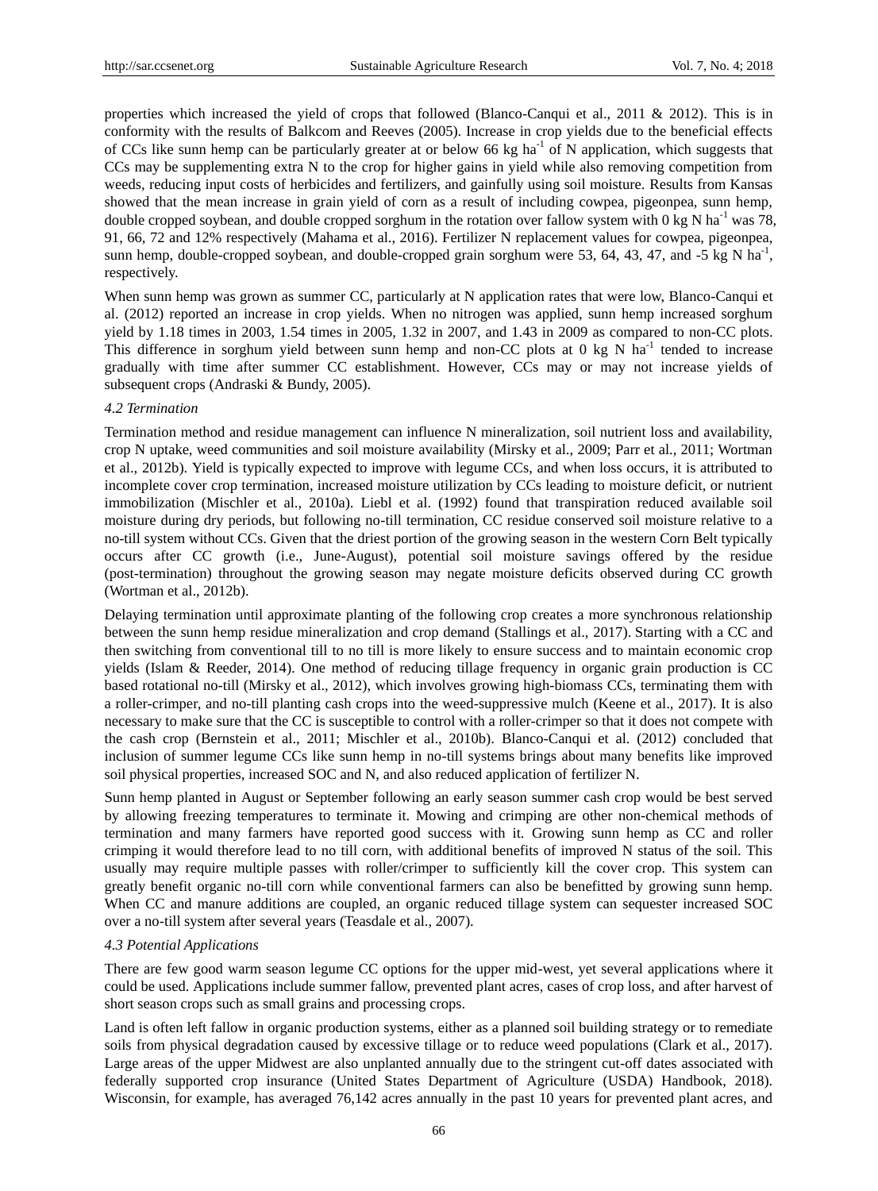properties which increased the yield of crops that followed (Blanco-Canqui et al., 2011 & 2012). This is in conformity with the results of Balkcom and Reeves (2005). Increase in crop yields due to the beneficial effects of CCs like sunn hemp can be particularly greater at or below 66 kg ha$^{-1}$ of N application, which suggests that CCs may be supplementing extra N to the crop for higher gains in yield while also removing competition from weeds, reducing input costs of herbicides and fertilizers, and gainfully using soil moisture. Results from Kansas showed that the mean increase in grain yield of corn as a result of including cowpea, pigeonpea, sunn hemp, double cropped soybean, and double cropped sorghum in the rotation over fallow system with 0 kg N ha$^{-1}$ was 78, 91, 66, 72 and 12% respectively (Mahama et al., 2016). Fertilizer N replacement values for cowpea, pigeonpea, sunn hemp, double-cropped soybean, and double-cropped grain sorghum were 53, 64, 43, 47, and -5 kg N ha$^{-1}$, respectively.

When sunn hemp was grown as summer CC, particularly at N application rates that were low, Blanco-Canqui et al. (2012) reported an increase in crop yields. When no nitrogen was applied, sunn hemp increased sorghum yield by 1.18 times in 2003, 1.54 times in 2005, 1.32 in 2007, and 1.43 in 2009 as compared to non-CC plots. This difference in sorghum yield between sunn hemp and non-CC plots at 0 kg N ha$^{-1}$ tended to increase gradually with time after summer CC establishment. However, CCs may or may not increase yields of subsequent crops (Andraski & Bundy, 2005).

### *4.2 Termination*

Termination method and residue management can influence N mineralization, soil nutrient loss and availability, crop N uptake, weed communities and soil moisture availability (Mirsky et al., 2009; Parr et al., 2011; Wortman et al., 2012b). Yield is typically expected to improve with legume CCs, and when loss occurs, it is attributed to incomplete cover crop termination, increased moisture utilization by CCs leading to moisture deficit, or nutrient immobilization (Mischler et al., 2010a). Liebl et al. (1992) found that transpiration reduced available soil moisture during dry periods, but following no-till termination, CC residue conserved soil moisture relative to a no-till system without CCs. Given that the driest portion of the growing season in the western Corn Belt typically occurs after CC growth (i.e., June-August), potential soil moisture savings offered by the residue (post-termination) throughout the growing season may negate moisture deficits observed during CC growth (Wortman et al., 2012b).

Delaying termination until approximate planting of the following crop creates a more synchronous relationship between the sunn hemp residue mineralization and crop demand (Stallings et al., 2017). Starting with a CC and then switching from conventional till to no till is more likely to ensure success and to maintain economic crop yields (Islam & Reeder, 2014). One method of reducing tillage frequency in organic grain production is CC based rotational no-till (Mirsky et al., 2012), which involves growing high-biomass CCs, terminating them with a roller-crimper, and no-till planting cash crops into the weed-suppressive mulch (Keene et al., 2017). It is also necessary to make sure that the CC is susceptible to control with a roller-crimper so that it does not compete with the cash crop (Bernstein et al., 2011; Mischler et al., 2010b). Blanco-Canqui et al. (2012) concluded that inclusion of summer legume CCs like sunn hemp in no-till systems brings about many benefits like improved soil physical properties, increased SOC and N, and also reduced application of fertilizer N.

Sunn hemp planted in August or September following an early season summer cash crop would be best served by allowing freezing temperatures to terminate it. Mowing and crimping are other non-chemical methods of termination and many farmers have reported good success with it. Growing sunn hemp as CC and roller crimping it would therefore lead to no till corn, with additional benefits of improved N status of the soil. This usually may require multiple passes with roller/crimper to sufficiently kill the cover crop. This system can greatly benefit organic no-till corn while conventional farmers can also be benefitted by growing sunn hemp. When CC and manure additions are coupled, an organic reduced tillage system can sequester increased SOC over a no-till system after several years (Teasdale et al., 2007).

### *4.3 Potential Applications*

There are few good warm season legume CC options for the upper mid-west, yet several applications where it could be used. Applications include summer fallow, prevented plant acres, cases of crop loss, and after harvest of short season crops such as small grains and processing crops.

Land is often left fallow in organic production systems, either as a planned soil building strategy or to remediate soils from physical degradation caused by excessive tillage or to reduce weed populations (Clark et al., 2017). Large areas of the upper Midwest are also unplanted annually due to the stringent cut-off dates associated with federally supported crop insurance (United States Department of Agriculture (USDA) Handbook, 2018). Wisconsin, for example, has averaged 76,142 acres annually in the past 10 years for prevented plant acres, and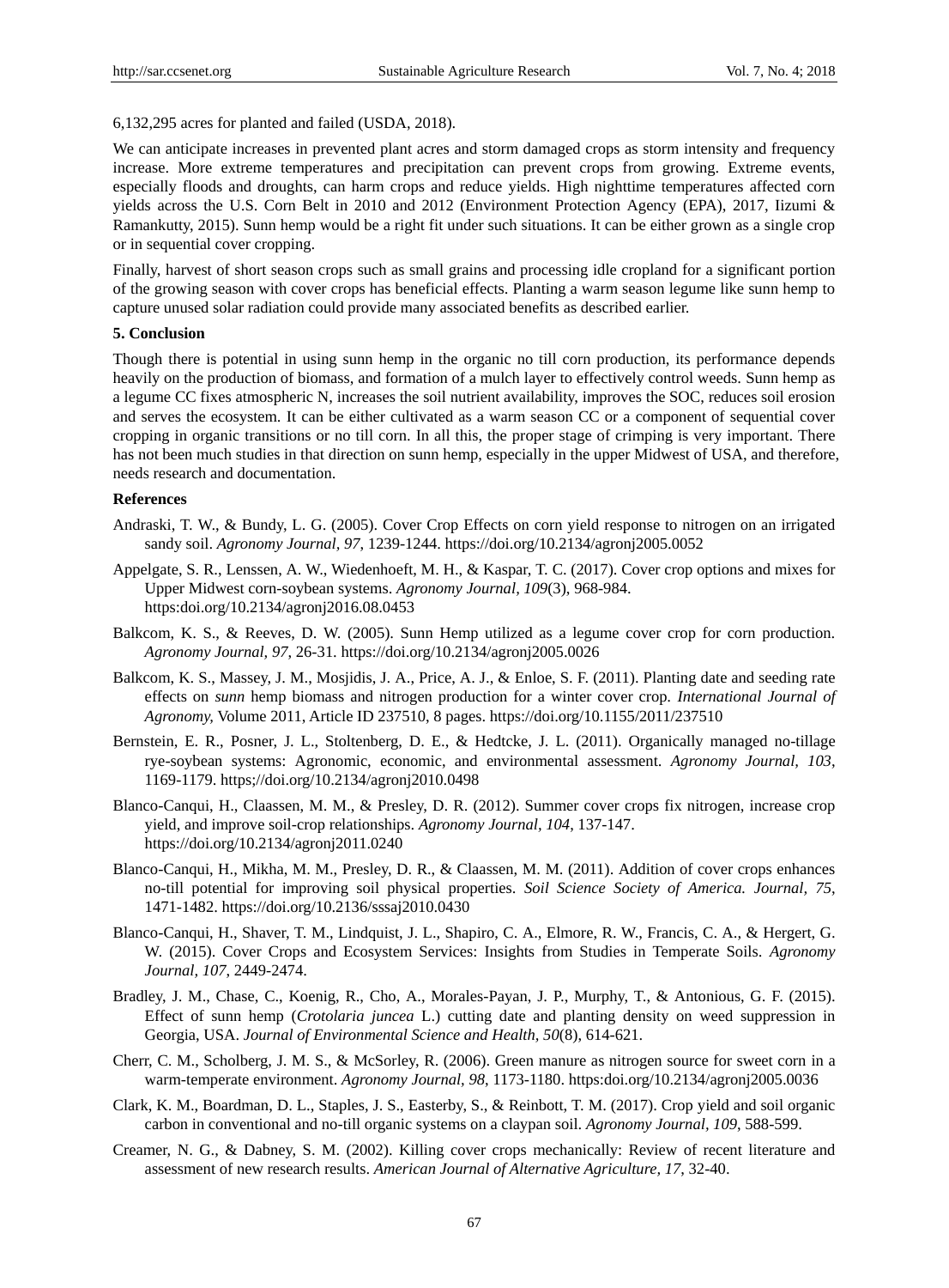6,132,295 acres for planted and failed (USDA, 2018).

We can anticipate increases in prevented plant acres and storm damaged crops as storm intensity and frequency increase. More extreme temperatures and precipitation can prevent crops from growing. Extreme events, especially floods and droughts, can harm crops and reduce yields. High nighttime temperatures affected corn yields across the U.S. Corn Belt in 2010 and 2012 (Environment Protection Agency (EPA), 2017, Iizumi & Ramankutty, 2015). Sunn hemp would be a right fit under such situations. It can be either grown as a single crop or in sequential cover cropping.

Finally, harvest of short season crops such as small grains and processing idle cropland for a significant portion of the growing season with cover crops has beneficial effects. Planting a warm season legume like sunn hemp to capture unused solar radiation could provide many associated benefits as described earlier.

## 5. Conclusion

Though there is potential in using sunn hemp in the organic no till corn production, its performance depends heavily on the production of biomass, and formation of a mulch layer to effectively control weeds. Sunn hemp as a legume CC fixes atmospheric N, increases the soil nutrient availability, improves the SOC, reduces soil erosion and serves the ecosystem. It can be either cultivated as a warm season CC or a component of sequential cover cropping in organic transitions or no till corn. In all this, the proper stage of crimping is very important. There has not been much studies in that direction on sunn hemp, especially in the upper Midwest of USA, and therefore, needs research and documentation.

## References

Andraski, T. W., & Bundy, L. G. (2005). Cover Crop Effects on corn yield response to nitrogen on an irrigated sandy soil. *Agronomy Journal, 97*, 1239-1244. https://doi.org/10.2134/agronj2005.0052

Appelgate, S. R., Lenssen, A. W., Wiedenhoeft, M. H., & Kaspar, T. C. (2017). Cover crop options and mixes for Upper Midwest corn-soybean systems. *Agronomy Journal, 109*(3), 968-984. https:doi.org/10.2134/agronj2016.08.0453

Balkcom, K. S., & Reeves, D. W. (2005). Sunn Hemp utilized as a legume cover crop for corn production. *Agronomy Journal, 97*, 26-31. https://doi.org/10.2134/agronj2005.0026

Balkcom, K. S., Massey, J. M., Mosjidis, J. A., Price, A. J., & Enloe, S. F. (2011). Planting date and seeding rate effects on *sunn* hemp biomass and nitrogen production for a winter cover crop. *International Journal of Agronomy*, Volume 2011, Article ID 237510, 8 pages. https://doi.org/10.1155/2011/237510

Bernstein, E. R., Posner, J. L., Stoltenberg, D. E., & Hedtcke, J. L. (2011). Organically managed no-tillage rye-soybean systems: Agronomic, economic, and environmental assessment. *Agronomy Journal, 103*, 1169-1179. https;//doi.org/10.2134/agronj2010.0498

Blanco-Canqui, H., Claassen, M. M., & Presley, D. R. (2012). Summer cover crops fix nitrogen, increase crop yield, and improve soil-crop relationships. *Agronomy Journal, 104*, 137-147. https://doi.org/10.2134/agronj2011.0240

Blanco-Canqui, H., Mikha, M. M., Presley, D. R., & Claassen, M. M. (2011). Addition of cover crops enhances no-till potential for improving soil physical properties. *Soil Science Society of America. Journal, 75*, 1471-1482. https://doi.org/10.2136/sssaj2010.0430

Blanco-Canqui, H., Shaver, T. M., Lindquist, J. L., Shapiro, C. A., Elmore, R. W., Francis, C. A., & Hergert, G. W. (2015). Cover Crops and Ecosystem Services: Insights from Studies in Temperate Soils. *Agronomy Journal, 107*, 2449-2474.

Bradley, J. M., Chase, C., Koenig, R., Cho, A., Morales-Payan, J. P., Murphy, T., & Antonious, G. F. (2015). Effect of sunn hemp (*Crotolaria juncea* L.) cutting date and planting density on weed suppression in Georgia, USA. *Journal of Environmental Science and Health, 50*(8), 614-621.

Cherr, C. M., Scholberg, J. M. S., & McSorley, R. (2006). Green manure as nitrogen source for sweet corn in a warm-temperate environment. *Agronomy Journal, 98*, 1173-1180. https:doi.org/10.2134/agronj2005.0036

Clark, K. M., Boardman, D. L., Staples, J. S., Easterby, S., & Reinbott, T. M. (2017). Crop yield and soil organic carbon in conventional and no-till organic systems on a claypan soil. *Agronomy Journal, 109*, 588-599.

Creamer, N. G., & Dabney, S. M. (2002). Killing cover crops mechanically: Review of recent literature and assessment of new research results. *American Journal of Alternative Agriculture, 17*, 32-40.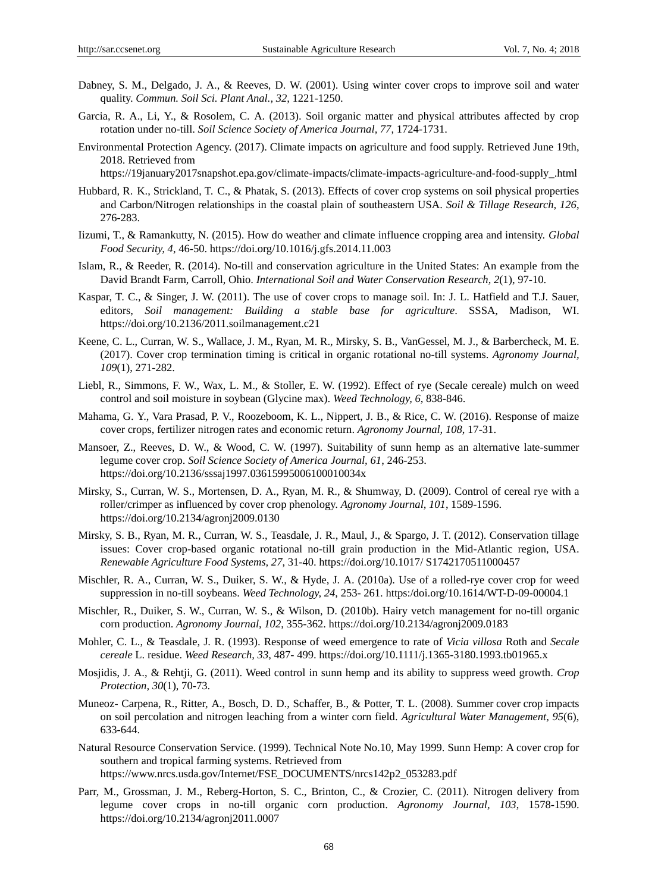Dabney, S. M., Delgado, J. A., & Reeves, D. W. (2001). Using winter cover crops to improve soil and water quality. *Commun. Soil Sci. Plant Anal., 32*, 1221-1250.

Garcia, R. A., Li, Y., & Rosolem, C. A. (2013). Soil organic matter and physical attributes affected by crop rotation under no-till. *Soil Science Society of America Journal, 77*, 1724-1731.

Environmental Protection Agency. (2017). Climate impacts on agriculture and food supply. Retrieved June 19th, 2018. Retrieved from https://19january2017snapshot.epa.gov/climate-impacts/climate-impacts-agriculture-and-food-supply_.html

Hubbard, R. K., Strickland, T. C., & Phatak, S. (2013). Effects of cover crop systems on soil physical properties and Carbon/Nitrogen relationships in the coastal plain of southeastern USA. *Soil & Tillage Research, 126*, 276-283.

Iizumi, T., & Ramankutty, N. (2015). How do weather and climate influence cropping area and intensity. *Global Food Security, 4*, 46-50. https://doi.org/10.1016/j.gfs.2014.11.003

Islam, R., & Reeder, R. (2014). No-till and conservation agriculture in the United States: An example from the David Brandt Farm, Carroll, Ohio. *International Soil and Water Conservation Research, 2*(1), 97-10.

Kaspar, T. C., & Singer, J. W. (2011). The use of cover crops to manage soil. In: J. L. Hatfield and T.J. Sauer, editors, *Soil management: Building a stable base for agriculture*. SSSA, Madison, WI. https://doi.org/10.2136/2011.soilmanagement.c21

Keene, C. L., Curran, W. S., Wallace, J. M., Ryan, M. R., Mirsky, S. B., VanGessel, M. J., & Barbercheck, M. E. (2017). Cover crop termination timing is critical in organic rotational no-till systems. *Agronomy Journal, 109*(1), 271-282.

Liebl, R., Simmons, F. W., Wax, L. M., & Stoller, E. W. (1992). Effect of rye (Secale cereale) mulch on weed control and soil moisture in soybean (Glycine max). *Weed Technology, 6*, 838-846.

Mahama, G. Y., Vara Prasad, P. V., Roozeboom, K. L., Nippert, J. B., & Rice, C. W. (2016). Response of maize cover crops, fertilizer nitrogen rates and economic return. *Agronomy Journal, 108*, 17-31.

Mansoer, Z., Reeves, D. W., & Wood, C. W. (1997). Suitability of sunn hemp as an alternative late-summer legume cover crop. *Soil Science Society of America Journal, 61*, 246-253. https://doi.org/10.2136/sssaj1997.03615995006100010034x

Mirsky, S., Curran, W. S., Mortensen, D. A., Ryan, M. R., & Shumway, D. (2009). Control of cereal rye with a roller/crimper as influenced by cover crop phenology. *Agronomy Journal, 101*, 1589-1596. https://doi.org/10.2134/agronj2009.0130

Mirsky, S. B., Ryan, M. R., Curran, W. S., Teasdale, J. R., Maul, J., & Spargo, J. T. (2012). Conservation tillage issues: Cover crop-based organic rotational no-till grain production in the Mid-Atlantic region, USA. *Renewable Agriculture Food Systems, 27*, 31-40. https://doi.org/10.1017/ S1742170511000457

Mischler, R. A., Curran, W. S., Duiker, S. W., & Hyde, J. A. (2010a). Use of a rolled-rye cover crop for weed suppression in no-till soybeans. *Weed Technology, 24*, 253- 261. https:/doi.org/10.1614/WT-D-09-00004.1

Mischler, R., Duiker, S. W., Curran, W. S., & Wilson, D. (2010b). Hairy vetch management for no-till organic corn production. *Agronomy Journal, 102*, 355-362. https://doi.org/10.2134/agronj2009.0183

Mohler, C. L., & Teasdale, J. R. (1993). Response of weed emergence to rate of *Vicia villosa* Roth and *Secale cereale* L. residue. *Weed Research, 33*, 487- 499. https://doi.org/10.1111/j.1365-3180.1993.tb01965.x

Mosjidis, J. A., & Rehtji, G. (2011). Weed control in sunn hemp and its ability to suppress weed growth. *Crop Protection, 30*(1), 70-73.

Muneoz- Carpena, R., Ritter, A., Bosch, D. D., Schaffer, B., & Potter, T. L. (2008). Summer cover crop impacts on soil percolation and nitrogen leaching from a winter corn field. *Agricultural Water Management, 95*(6), 633-644.

Natural Resource Conservation Service. (1999). Technical Note No.10, May 1999. Sunn Hemp: A cover crop for southern and tropical farming systems. Retrieved from https://www.nrcs.usda.gov/Internet/FSE_DOCUMENTS/nrcs142p2_053283.pdf

Parr, M., Grossman, J. M., Reberg-Horton, S. C., Brinton, C., & Crozier, C. (2011). Nitrogen delivery from legume cover crops in no-till organic corn production. *Agronomy Journal, 103*, 1578-1590. https://doi.org/10.2134/agronj2011.0007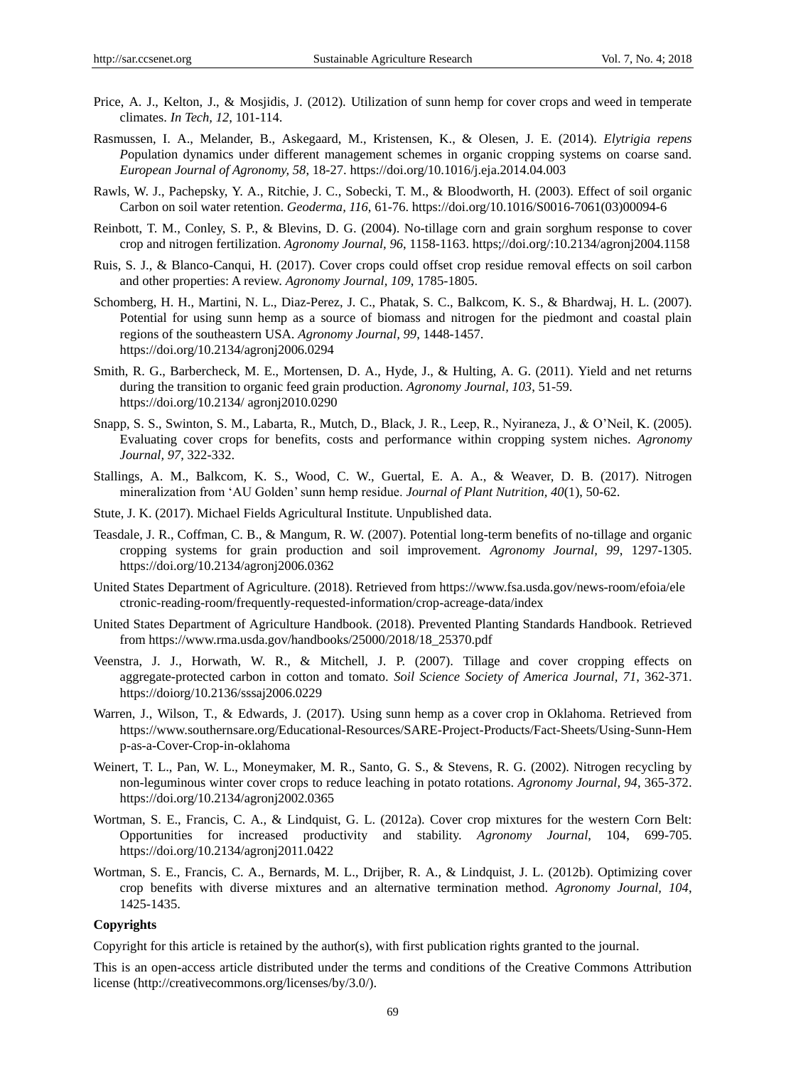Price, A. J., Kelton, J., & Mosjidis, J. (2012). Utilization of sunn hemp for cover crops and weed in temperate climates. *In Tech, 12*, 101-114.

Rasmussen, I. A., Melander, B., Askegaard, M., Kristensen, K., & Olesen, J. E. (2014). *Elytrigia repens P*opulation dynamics under different management schemes in organic cropping systems on coarse sand. *European Journal of Agronomy, 58*, 18-27. https://doi.org/10.1016/j.eja.2014.04.003

Rawls, W. J., Pachepsky, Y. A., Ritchie, J. C., Sobecki, T. M., & Bloodworth, H. (2003). Effect of soil organic Carbon on soil water retention. *Geoderma, 116*, 61-76. https://doi.org/10.1016/S0016-7061(03)00094-6

Reinbott, T. M., Conley, S. P., & Blevins, D. G. (2004). No-tillage corn and grain sorghum response to cover crop and nitrogen fertilization. *Agronomy Journal, 96*, 1158-1163. https;//doi.org/:10.2134/agronj2004.1158

Ruis, S. J., & Blanco-Canqui, H. (2017). Cover crops could offset crop residue removal effects on soil carbon and other properties: A review. *Agronomy Journal, 109*, 1785-1805.

Schomberg, H. H., Martini, N. L., Diaz-Perez, J. C., Phatak, S. C., Balkcom, K. S., & Bhardwaj, H. L. (2007). Potential for using sunn hemp as a source of biomass and nitrogen for the piedmont and coastal plain regions of the southeastern USA. *Agronomy Journal, 99*, 1448-1457. https://doi.org/10.2134/agronj2006.0294

Smith, R. G., Barbercheck, M. E., Mortensen, D. A., Hyde, J., & Hulting, A. G. (2011). Yield and net returns during the transition to organic feed grain production. *Agronomy Journal, 103*, 51-59. https://doi.org/10.2134/ agronj2010.0290

Snapp, S. S., Swinton, S. M., Labarta, R., Mutch, D., Black, J. R., Leep, R., Nyiraneza, J., & O'Neil, K. (2005). Evaluating cover crops for benefits, costs and performance within cropping system niches. *Agronomy Journal, 97*, 322-332.

Stallings, A. M., Balkcom, K. S., Wood, C. W., Guertal, E. A. A., & Weaver, D. B. (2017). Nitrogen mineralization from 'AU Golden' sunn hemp residue. *Journal of Plant Nutrition, 40*(1), 50-62.

Stute, J. K. (2017). Michael Fields Agricultural Institute. Unpublished data.

Teasdale, J. R., Coffman, C. B., & Mangum, R. W. (2007). Potential long-term benefits of no-tillage and organic cropping systems for grain production and soil improvement. *Agronomy Journal, 99*, 1297-1305. https://doi.org/10.2134/agronj2006.0362

United States Department of Agriculture. (2018). Retrieved from https://www.fsa.usda.gov/news-room/efoia/electronic-reading-room/frequently-requested-information/crop-acreage-data/index

United States Department of Agriculture Handbook. (2018). Prevented Planting Standards Handbook. Retrieved from https://www.rma.usda.gov/handbooks/25000/2018/18_25370.pdf

Veenstra, J. J., Horwath, W. R., & Mitchell, J. P. (2007). Tillage and cover cropping effects on aggregate-protected carbon in cotton and tomato. *Soil Science Society of America Journal, 71*, 362-371. https://doiorg/10.2136/sssaj2006.0229

Warren, J., Wilson, T., & Edwards, J. (2017). Using sunn hemp as a cover crop in Oklahoma. Retrieved from https://www.southernsare.org/Educational-Resources/SARE-Project-Products/Fact-Sheets/Using-Sunn-Hemp-as-a-Cover-Crop-in-oklahoma

Weinert, T. L., Pan, W. L., Moneymaker, M. R., Santo, G. S., & Stevens, R. G. (2002). Nitrogen recycling by non-leguminous winter cover crops to reduce leaching in potato rotations. *Agronomy Journal, 94*, 365-372. https://doi.org/10.2134/agronj2002.0365

Wortman, S. E., Francis, C. A., & Lindquist, G. L. (2012a). Cover crop mixtures for the western Corn Belt: Opportunities for increased productivity and stability. *Agronomy Journal*, 104, 699-705. https://doi.org/10.2134/agronj2011.0422

Wortman, S. E., Francis, C. A., Bernards, M. L., Drijber, R. A., & Lindquist, J. L. (2012b). Optimizing cover crop benefits with diverse mixtures and an alternative termination method. *Agronomy Journal, 104*, 1425-1435.

## Copyrights

Copyright for this article is retained by the author(s), with first publication rights granted to the journal.

This is an open-access article distributed under the terms and conditions of the Creative Commons Attribution license (http://creativecommons.org/licenses/by/3.0/).